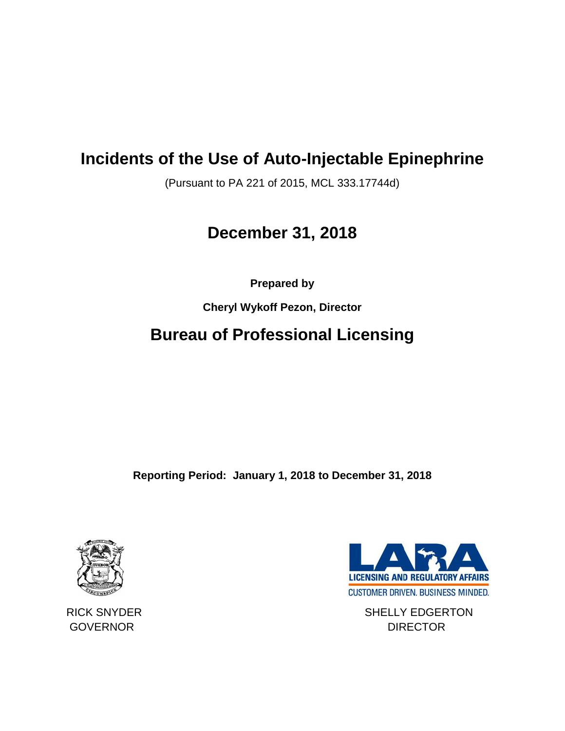# Incidents of the Use of Auto-Injectable Epinephrine

(Pursuant to PA 221 of 2015, MCL 333.17744d)

## December 31, 2018

**Prepared by**

**Cheryl Wykoff Pezon, Director**

## Bureau of Professional Licensing

**Reporting Period: January 1, 2018 to December 31, 2018**

LARA
LICENSING AND REGULATORY AFFAIRS
CUSTOMER DRIVEN. BUSINESS MINDED.

RICK SNYDER
GOVERNOR

SHELLY EDGERTON
DIRECTOR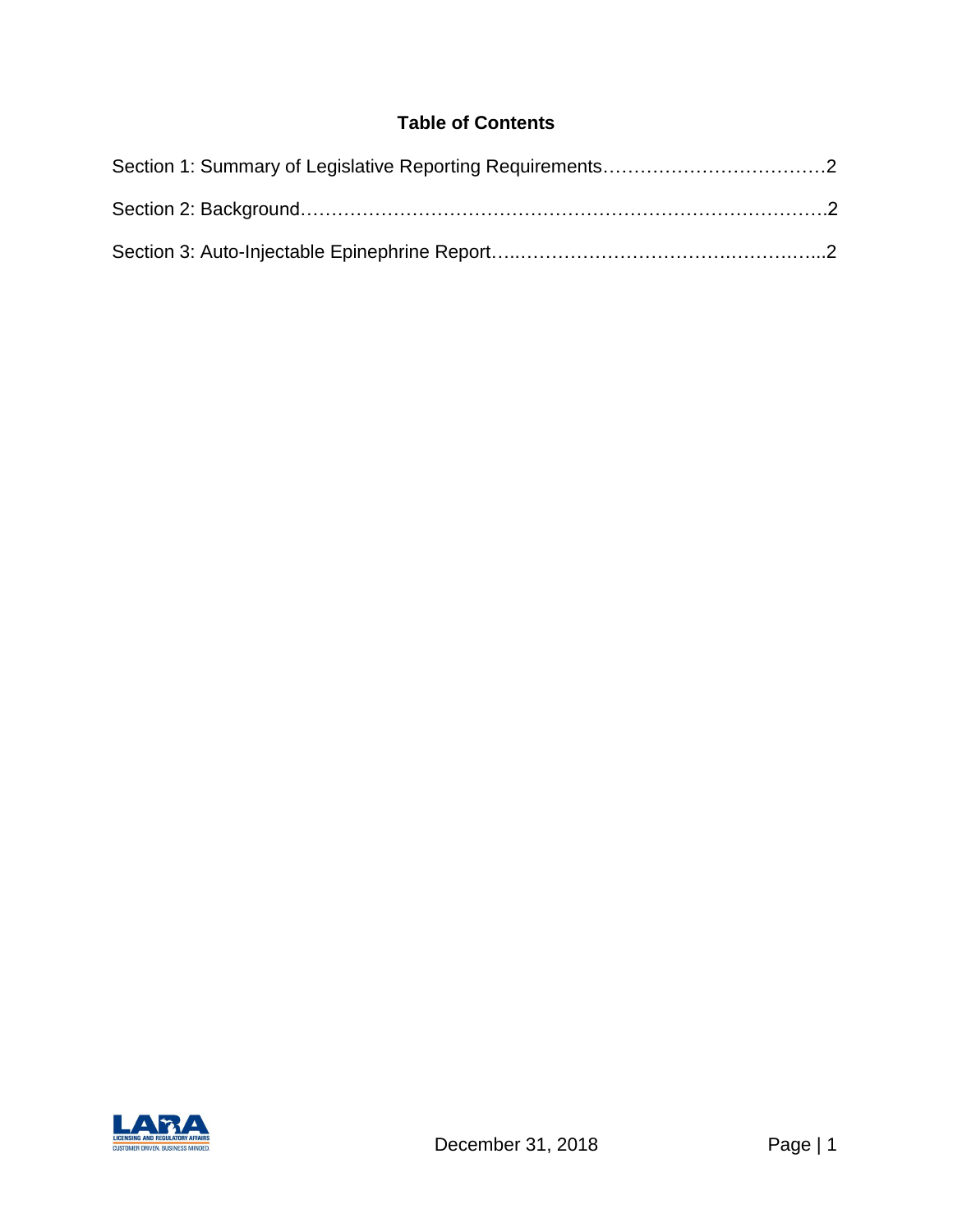## Table of Contents

Section 1: Summary of Legislative Reporting Requirements……………………………….2

Section 2: Background……………………………………………………………………….2

Section 3: Auto-Injectable Epinephrine Report…..……………………………………..2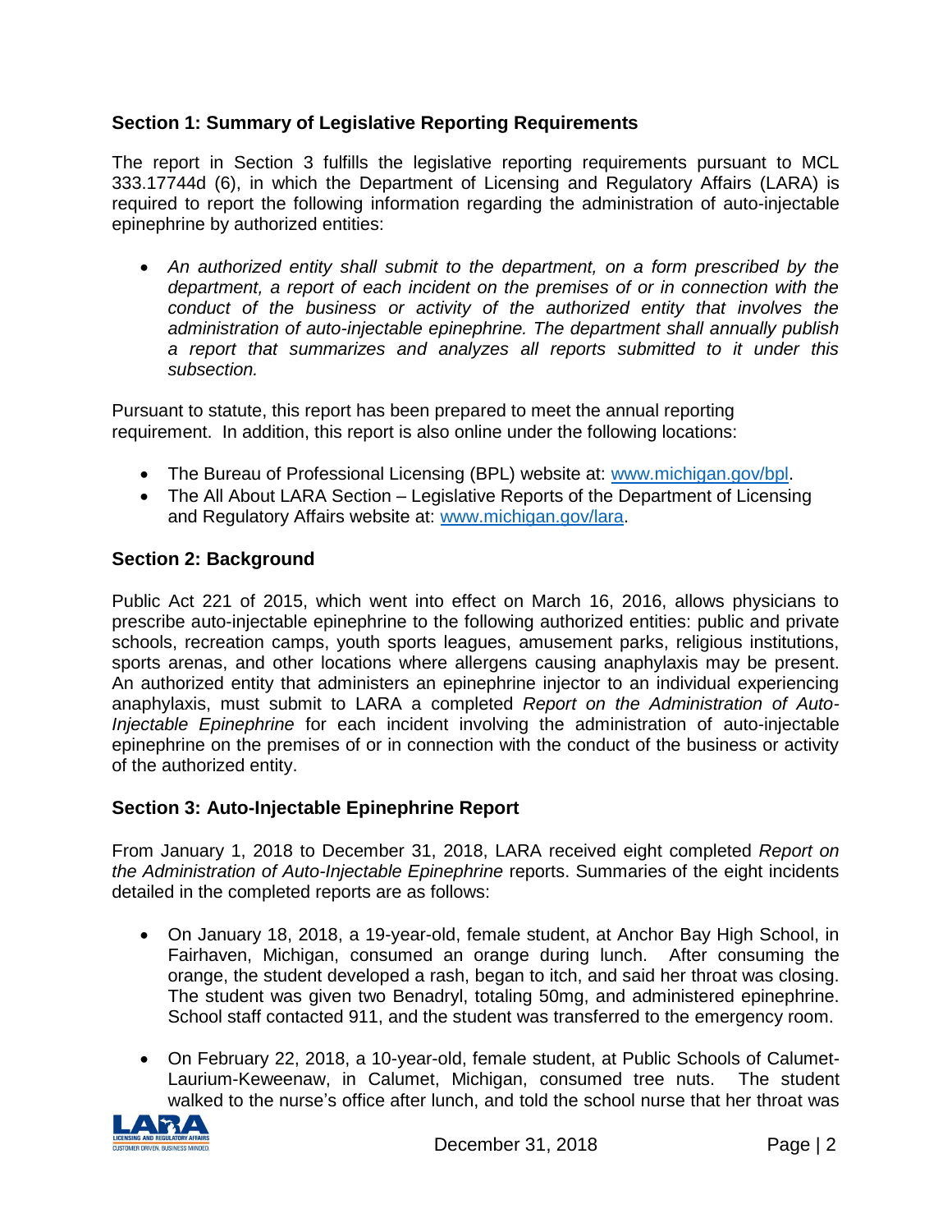## Section 1: Summary of Legislative Reporting Requirements

The report in Section 3 fulfills the legislative reporting requirements pursuant to MCL 333.17744d (6), in which the Department of Licensing and Regulatory Affairs (LARA) is required to report the following information regarding the administration of auto-injectable epinephrine by authorized entities:

- *An authorized entity shall submit to the department, on a form prescribed by the department, a report of each incident on the premises of or in connection with the conduct of the business or activity of the authorized entity that involves the administration of auto-injectable epinephrine. The department shall annually publish a report that summarizes and analyzes all reports submitted to it under this subsection.*

Pursuant to statute, this report has been prepared to meet the annual reporting requirement. In addition, this report is also online under the following locations:

- The Bureau of Professional Licensing (BPL) website at: [www.michigan.gov/bpl](www.michigan.gov/bpl).
- The All About LARA Section – Legislative Reports of the Department of Licensing and Regulatory Affairs website at: [www.michigan.gov/lara](www.michigan.gov/lara).

## Section 2: Background

Public Act 221 of 2015, which went into effect on March 16, 2016, allows physicians to prescribe auto-injectable epinephrine to the following authorized entities: public and private schools, recreation camps, youth sports leagues, amusement parks, religious institutions, sports arenas, and other locations where allergens causing anaphylaxis may be present. An authorized entity that administers an epinephrine injector to an individual experiencing anaphylaxis, must submit to LARA a completed *Report on the Administration of Auto-Injectable Epinephrine* for each incident involving the administration of auto-injectable epinephrine on the premises of or in connection with the conduct of the business or activity of the authorized entity.

## Section 3: Auto-Injectable Epinephrine Report

From January 1, 2018 to December 31, 2018, LARA received eight completed *Report on the Administration of Auto-Injectable Epinephrine* reports. Summaries of the eight incidents detailed in the completed reports are as follows:

- On January 18, 2018, a 19-year-old, female student, at Anchor Bay High School, in Fairhaven, Michigan, consumed an orange during lunch. After consuming the orange, the student developed a rash, began to itch, and said her throat was closing. The student was given two Benadryl, totaling 50mg, and administered epinephrine. School staff contacted 911, and the student was transferred to the emergency room.
- On February 22, 2018, a 10-year-old, female student, at Public Schools of Calumet-Laurium-Keweenaw, in Calumet, Michigan, consumed tree nuts. The student walked to the nurse's office after lunch, and told the school nurse that her throat was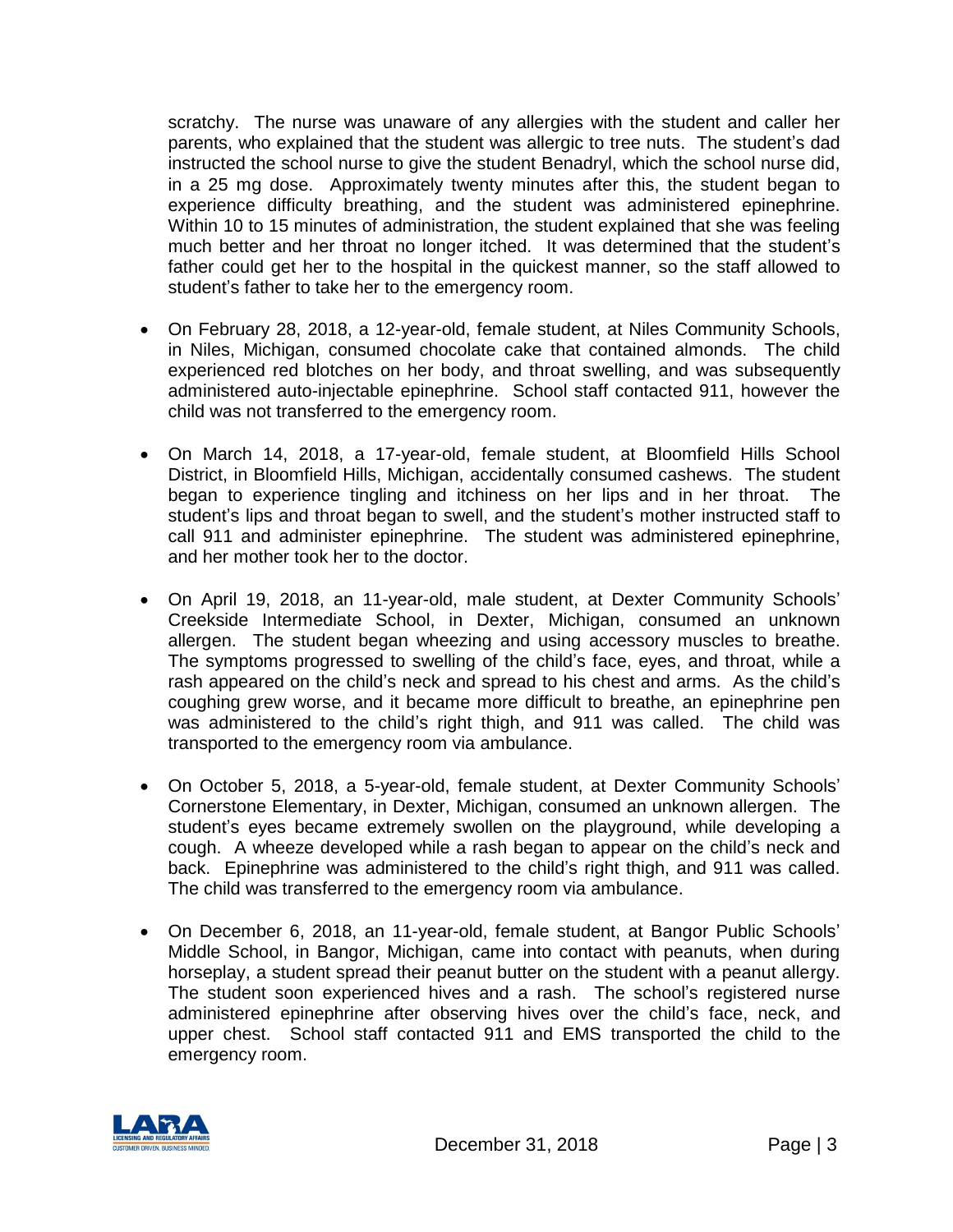scratchy. The nurse was unaware of any allergies with the student and caller her parents, who explained that the student was allergic to tree nuts. The student's dad instructed the school nurse to give the student Benadryl, which the school nurse did, in a 25 mg dose. Approximately twenty minutes after this, the student began to experience difficulty breathing, and the student was administered epinephrine. Within 10 to 15 minutes of administration, the student explained that she was feeling much better and her throat no longer itched. It was determined that the student's father could get her to the hospital in the quickest manner, so the staff allowed to student's father to take her to the emergency room.

- On February 28, 2018, a 12-year-old, female student, at Niles Community Schools, in Niles, Michigan, consumed chocolate cake that contained almonds. The child experienced red blotches on her body, and throat swelling, and was subsequently administered auto-injectable epinephrine. School staff contacted 911, however the child was not transferred to the emergency room.

- On March 14, 2018, a 17-year-old, female student, at Bloomfield Hills School District, in Bloomfield Hills, Michigan, accidentally consumed cashews. The student began to experience tingling and itchiness on her lips and in her throat. The student's lips and throat began to swell, and the student's mother instructed staff to call 911 and administer epinephrine. The student was administered epinephrine, and her mother took her to the doctor.

- On April 19, 2018, an 11-year-old, male student, at Dexter Community Schools' Creekside Intermediate School, in Dexter, Michigan, consumed an unknown allergen. The student began wheezing and using accessory muscles to breathe. The symptoms progressed to swelling of the child's face, eyes, and throat, while a rash appeared on the child's neck and spread to his chest and arms. As the child's coughing grew worse, and it became more difficult to breathe, an epinephrine pen was administered to the child's right thigh, and 911 was called. The child was transported to the emergency room via ambulance.

- On October 5, 2018, a 5-year-old, female student, at Dexter Community Schools' Cornerstone Elementary, in Dexter, Michigan, consumed an unknown allergen. The student's eyes became extremely swollen on the playground, while developing a cough. A wheeze developed while a rash began to appear on the child's neck and back. Epinephrine was administered to the child's right thigh, and 911 was called. The child was transferred to the emergency room via ambulance.

- On December 6, 2018, an 11-year-old, female student, at Bangor Public Schools' Middle School, in Bangor, Michigan, came into contact with peanuts, when during horseplay, a student spread their peanut butter on the student with a peanut allergy. The student soon experienced hives and a rash. The school's registered nurse administered epinephrine after observing hives over the child's face, neck, and upper chest. School staff contacted 911 and EMS transported the child to the emergency room.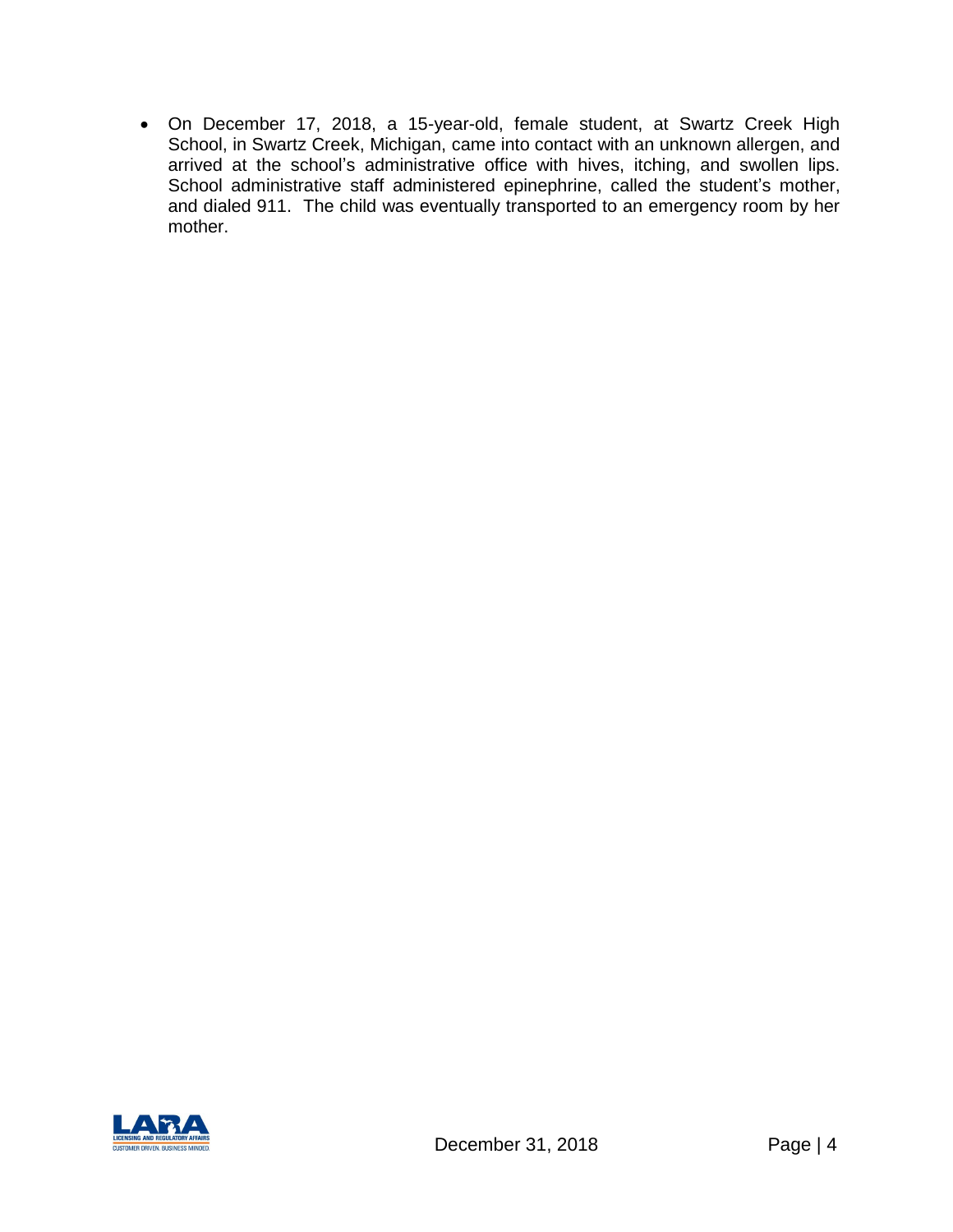- On December 17, 2018, a 15-year-old, female student, at Swartz Creek High School, in Swartz Creek, Michigan, came into contact with an unknown allergen, and arrived at the school's administrative office with hives, itching, and swollen lips. School administrative staff administered epinephrine, called the student's mother, and dialed 911. The child was eventually transported to an emergency room by her mother.